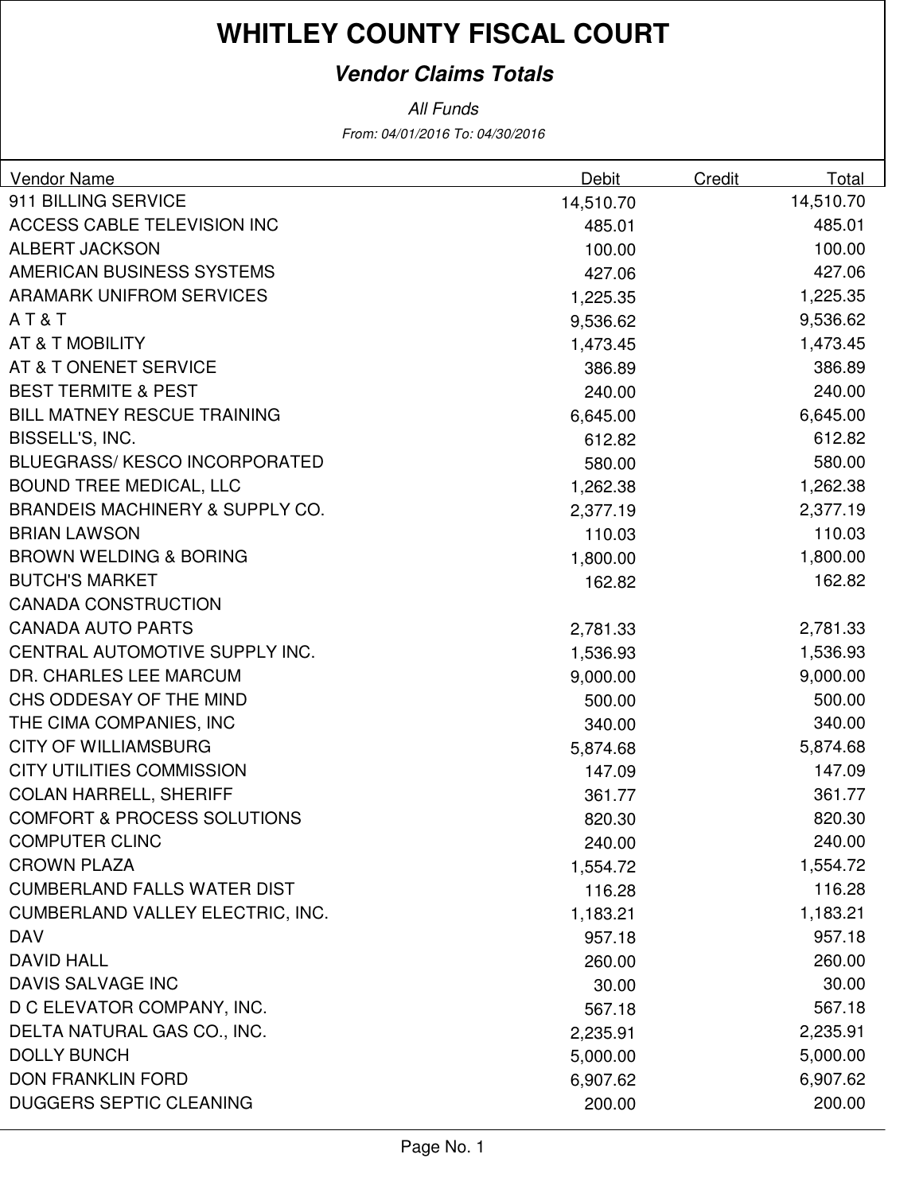# WHITLEY COUNTY FISCAL COURT

## *Vendor Claims Totals*

*All Funds*

*From: 04/01/2016 To: 04/30/2016*

| Vendor Name | Debit | Credit | Total |
|---|---|---|---|
| 911 BILLING SERVICE | 14,510.70 | | 14,510.70 |
| ACCESS CABLE TELEVISION INC | 485.01 | | 485.01 |
| ALBERT JACKSON | 100.00 | | 100.00 |
| AMERICAN BUSINESS SYSTEMS | 427.06 | | 427.06 |
| ARAMARK UNIFROM SERVICES | 1,225.35 | | 1,225.35 |
| A T & T | 9,536.62 | | 9,536.62 |
| AT & T MOBILITY | 1,473.45 | | 1,473.45 |
| AT & T ONENET SERVICE | 386.89 | | 386.89 |
| BEST TERMITE & PEST | 240.00 | | 240.00 |
| BILL MATNEY RESCUE TRAINING | 6,645.00 | | 6,645.00 |
| BISSELL'S, INC. | 612.82 | | 612.82 |
| BLUEGRASS/ KESCO INCORPORATED | 580.00 | | 580.00 |
| BOUND TREE MEDICAL, LLC | 1,262.38 | | 1,262.38 |
| BRANDEIS MACHINERY & SUPPLY CO. | 2,377.19 | | 2,377.19 |
| BRIAN LAWSON | 110.03 | | 110.03 |
| BROWN WELDING & BORING | 1,800.00 | | 1,800.00 |
| BUTCH'S MARKET | 162.82 | | 162.82 |
| CANADA CONSTRUCTION | | | |
| CANADA AUTO PARTS | 2,781.33 | | 2,781.33 |
| CENTRAL AUTOMOTIVE SUPPLY INC. | 1,536.93 | | 1,536.93 |
| DR. CHARLES LEE MARCUM | 9,000.00 | | 9,000.00 |
| CHS ODDESAY OF THE MIND | 500.00 | | 500.00 |
| THE CIMA COMPANIES, INC | 340.00 | | 340.00 |
| CITY OF WILLIAMSBURG | 5,874.68 | | 5,874.68 |
| CITY UTILITIES COMMISSION | 147.09 | | 147.09 |
| COLAN HARRELL, SHERIFF | 361.77 | | 361.77 |
| COMFORT & PROCESS SOLUTIONS | 820.30 | | 820.30 |
| COMPUTER CLINC | 240.00 | | 240.00 |
| CROWN PLAZA | 1,554.72 | | 1,554.72 |
| CUMBERLAND FALLS WATER DIST | 116.28 | | 116.28 |
| CUMBERLAND VALLEY ELECTRIC, INC. | 1,183.21 | | 1,183.21 |
| DAV | 957.18 | | 957.18 |
| DAVID HALL | 260.00 | | 260.00 |
| DAVIS SALVAGE INC | 30.00 | | 30.00 |
| D C ELEVATOR COMPANY, INC. | 567.18 | | 567.18 |
| DELTA NATURAL GAS CO., INC. | 2,235.91 | | 2,235.91 |
| DOLLY BUNCH | 5,000.00 | | 5,000.00 |
| DON FRANKLIN FORD | 6,907.62 | | 6,907.62 |
| DUGGERS SEPTIC CLEANING | 200.00 | | 200.00 |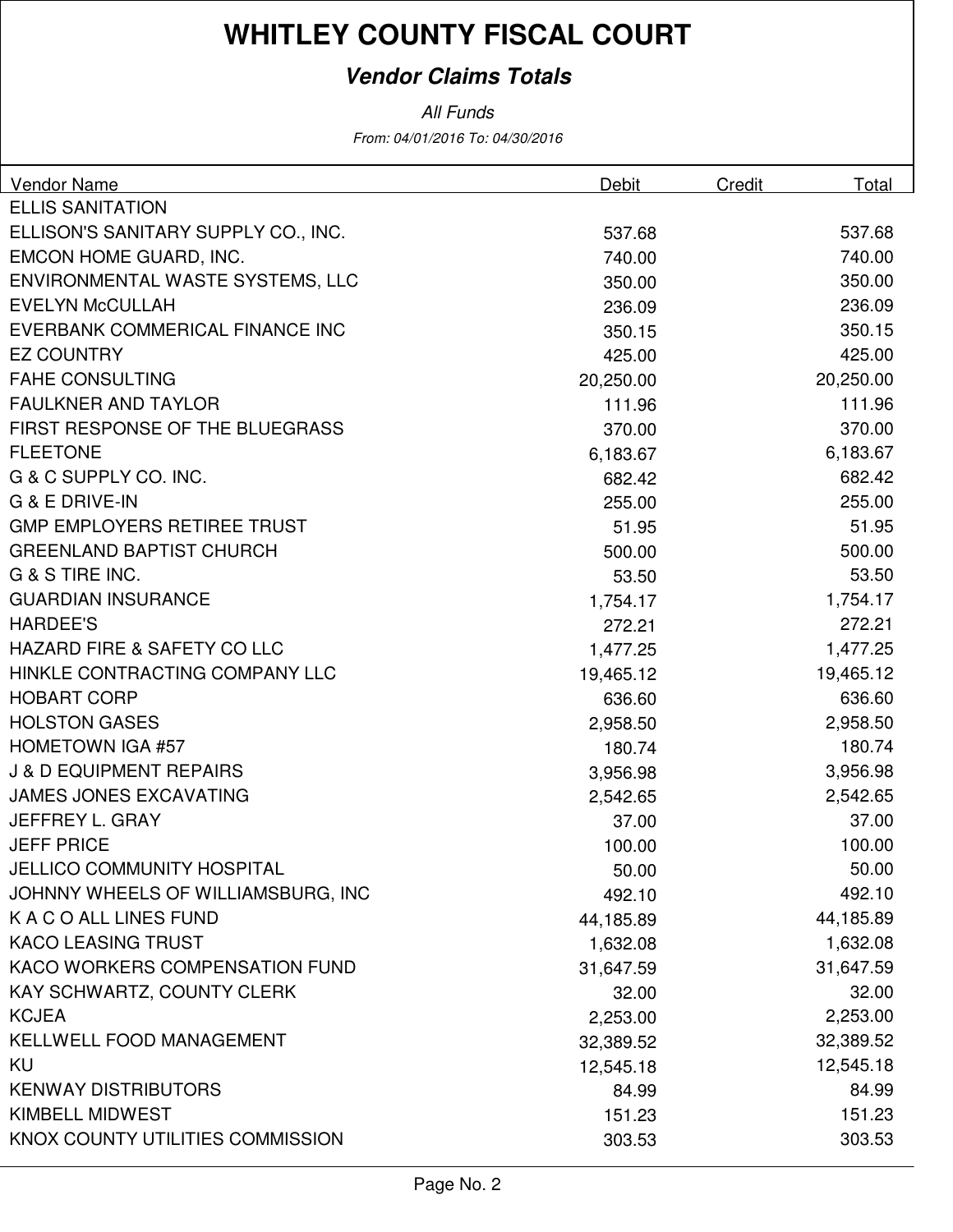# WHITLEY COUNTY FISCAL COURT

***Vendor Claims Totals***

*All Funds*

*From: 04/01/2016 To: 04/30/2016*

| Vendor Name | Debit | Credit | Total |
|---|---|---|---|
| ELLIS SANITATION | | | |
| ELLISON'S SANITARY SUPPLY CO., INC. | 537.68 | | 537.68 |
| EMCON HOME GUARD, INC. | 740.00 | | 740.00 |
| ENVIRONMENTAL WASTE SYSTEMS, LLC | 350.00 | | 350.00 |
| EVELYN McCULLAH | 236.09 | | 236.09 |
| EVERBANK COMMERICAL FINANCE INC | 350.15 | | 350.15 |
| EZ COUNTRY | 425.00 | | 425.00 |
| FAHE CONSULTING | 20,250.00 | | 20,250.00 |
| FAULKNER AND TAYLOR | 111.96 | | 111.96 |
| FIRST RESPONSE OF THE BLUEGRASS | 370.00 | | 370.00 |
| FLEETONE | 6,183.67 | | 6,183.67 |
| G & C SUPPLY CO. INC. | 682.42 | | 682.42 |
| G & E DRIVE-IN | 255.00 | | 255.00 |
| GMP EMPLOYERS RETIREE TRUST | 51.95 | | 51.95 |
| GREENLAND BAPTIST CHURCH | 500.00 | | 500.00 |
| G & S TIRE INC. | 53.50 | | 53.50 |
| GUARDIAN INSURANCE | 1,754.17 | | 1,754.17 |
| HARDEE'S | 272.21 | | 272.21 |
| HAZARD FIRE & SAFETY CO LLC | 1,477.25 | | 1,477.25 |
| HINKLE CONTRACTING COMPANY LLC | 19,465.12 | | 19,465.12 |
| HOBART CORP | 636.60 | | 636.60 |
| HOLSTON GASES | 2,958.50 | | 2,958.50 |
| HOMETOWN IGA #57 | 180.74 | | 180.74 |
| J & D EQUIPMENT REPAIRS | 3,956.98 | | 3,956.98 |
| JAMES JONES EXCAVATING | 2,542.65 | | 2,542.65 |
| JEFFREY L. GRAY | 37.00 | | 37.00 |
| JEFF PRICE | 100.00 | | 100.00 |
| JELLICO COMMUNITY HOSPITAL | 50.00 | | 50.00 |
| JOHNNY WHEELS OF WILLIAMSBURG, INC | 492.10 | | 492.10 |
| K A C O ALL LINES FUND | 44,185.89 | | 44,185.89 |
| KACO LEASING TRUST | 1,632.08 | | 1,632.08 |
| KACO WORKERS COMPENSATION FUND | 31,647.59 | | 31,647.59 |
| KAY SCHWARTZ, COUNTY CLERK | 32.00 | | 32.00 |
| KCJEA | 2,253.00 | | 2,253.00 |
| KELLWELL FOOD MANAGEMENT | 32,389.52 | | 32,389.52 |
| KU | 12,545.18 | | 12,545.18 |
| KENWAY DISTRIBUTORS | 84.99 | | 84.99 |
| KIMBELL MIDWEST | 151.23 | | 151.23 |
| KNOX COUNTY UTILITIES COMMISSION | 303.53 | | 303.53 |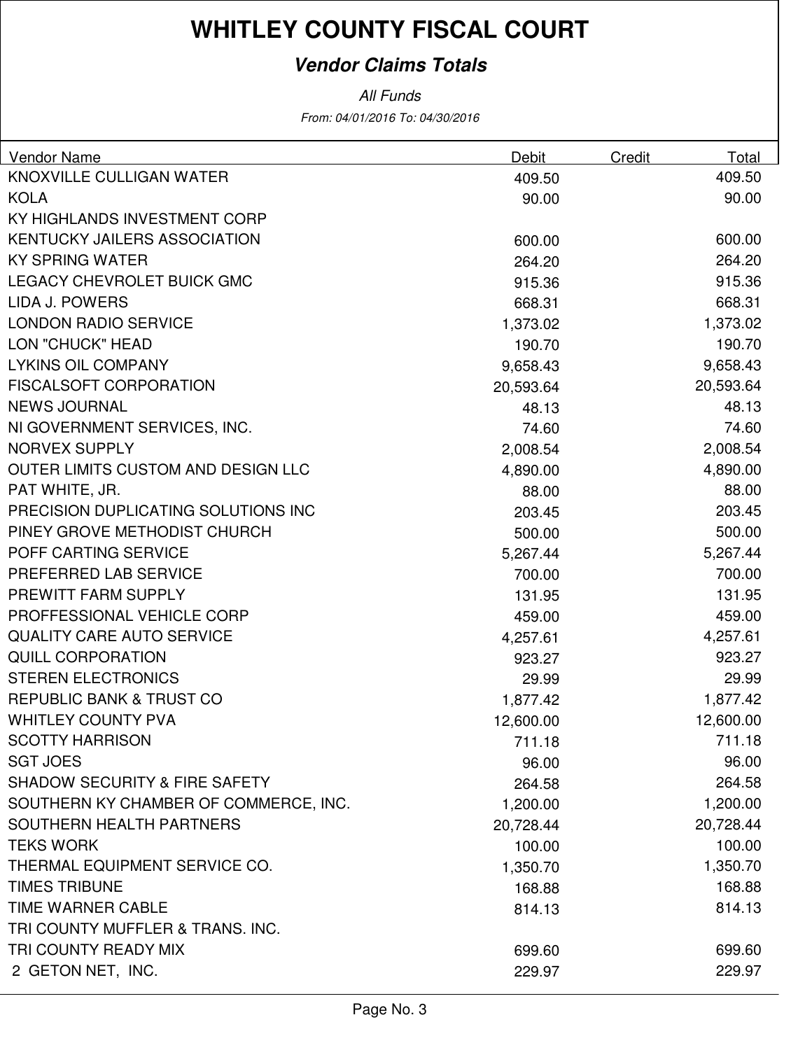# WHITLEY COUNTY FISCAL COURT

## *Vendor Claims Totals*

*All Funds*

*From: 04/01/2016 To: 04/30/2016*

| Vendor Name | Debit | Credit | Total |
|---|---|---|---|
| KNOXVILLE CULLIGAN WATER | 409.50 | | 409.50 |
| KOLA | 90.00 | | 90.00 |
| KY HIGHLANDS INVESTMENT CORP | | | |
| KENTUCKY JAILERS ASSOCIATION | 600.00 | | 600.00 |
| KY SPRING WATER | 264.20 | | 264.20 |
| LEGACY CHEVROLET BUICK GMC | 915.36 | | 915.36 |
| LIDA J. POWERS | 668.31 | | 668.31 |
| LONDON RADIO SERVICE | 1,373.02 | | 1,373.02 |
| LON "CHUCK" HEAD | 190.70 | | 190.70 |
| LYKINS OIL COMPANY | 9,658.43 | | 9,658.43 |
| FISCALSOFT CORPORATION | 20,593.64 | | 20,593.64 |
| NEWS JOURNAL | 48.13 | | 48.13 |
| NI GOVERNMENT SERVICES, INC. | 74.60 | | 74.60 |
| NORVEX SUPPLY | 2,008.54 | | 2,008.54 |
| OUTER LIMITS CUSTOM AND DESIGN LLC | 4,890.00 | | 4,890.00 |
| PAT WHITE, JR. | 88.00 | | 88.00 |
| PRECISION DUPLICATING SOLUTIONS INC | 203.45 | | 203.45 |
| PINEY GROVE METHODIST CHURCH | 500.00 | | 500.00 |
| POFF CARTING SERVICE | 5,267.44 | | 5,267.44 |
| PREFERRED LAB SERVICE | 700.00 | | 700.00 |
| PREWITT FARM SUPPLY | 131.95 | | 131.95 |
| PROFFESSIONAL VEHICLE CORP | 459.00 | | 459.00 |
| QUALITY CARE AUTO SERVICE | 4,257.61 | | 4,257.61 |
| QUILL CORPORATION | 923.27 | | 923.27 |
| STEREN ELECTRONICS | 29.99 | | 29.99 |
| REPUBLIC BANK & TRUST CO | 1,877.42 | | 1,877.42 |
| WHITLEY COUNTY PVA | 12,600.00 | | 12,600.00 |
| SCOTTY HARRISON | 711.18 | | 711.18 |
| SGT JOES | 96.00 | | 96.00 |
| SHADOW SECURITY & FIRE SAFETY | 264.58 | | 264.58 |
| SOUTHERN KY CHAMBER OF COMMERCE, INC. | 1,200.00 | | 1,200.00 |
| SOUTHERN HEALTH PARTNERS | 20,728.44 | | 20,728.44 |
| TEKS WORK | 100.00 | | 100.00 |
| THERMAL EQUIPMENT SERVICE CO. | 1,350.70 | | 1,350.70 |
| TIMES TRIBUNE | 168.88 | | 168.88 |
| TIME WARNER CABLE | 814.13 | | 814.13 |
| TRI COUNTY MUFFLER & TRANS. INC. | | | |
| TRI COUNTY READY MIX | 699.60 | | 699.60 |
| 2 GETON NET, INC. | 229.97 | | 229.97 |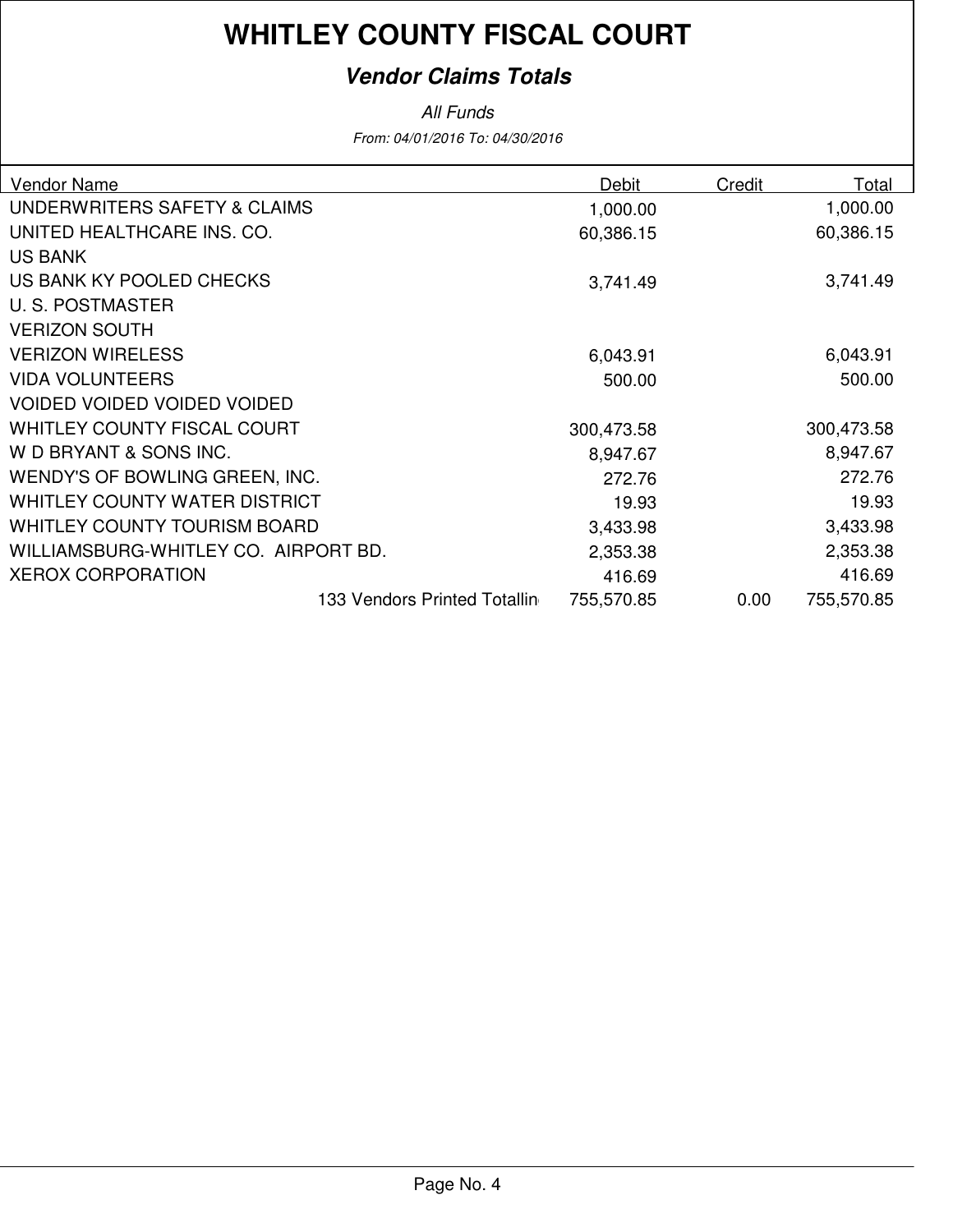# WHITLEY COUNTY FISCAL COURT

## *Vendor Claims Totals*

*All Funds*

*From: 04/01/2016 To: 04/30/2016*

| Vendor Name | Debit | Credit | Total |
|---|---|---|---|
| UNDERWRITERS SAFETY & CLAIMS | 1,000.00 | | 1,000.00 |
| UNITED HEALTHCARE INS. CO. | 60,386.15 | | 60,386.15 |
| US BANK | | | |
| US BANK KY POOLED CHECKS | 3,741.49 | | 3,741.49 |
| U. S. POSTMASTER | | | |
| VERIZON SOUTH | | | |
| VERIZON WIRELESS | 6,043.91 | | 6,043.91 |
| VIDA VOLUNTEERS | 500.00 | | 500.00 |
| VOIDED VOIDED VOIDED VOIDED | | | |
| WHITLEY COUNTY FISCAL COURT | 300,473.58 | | 300,473.58 |
| W D BRYANT & SONS INC. | 8,947.67 | | 8,947.67 |
| WENDY'S OF BOWLING GREEN, INC. | 272.76 | | 272.76 |
| WHITLEY COUNTY WATER DISTRICT | 19.93 | | 19.93 |
| WHITLEY COUNTY TOURISM BOARD | 3,433.98 | | 3,433.98 |
| WILLIAMSBURG-WHITLEY CO. AIRPORT BD. | 2,353.38 | | 2,353.38 |
| XEROX CORPORATION | 416.69 | | 416.69 |
| 133 Vendors Printed Totalling | 755,570.85 | 0.00 | 755,570.85 |